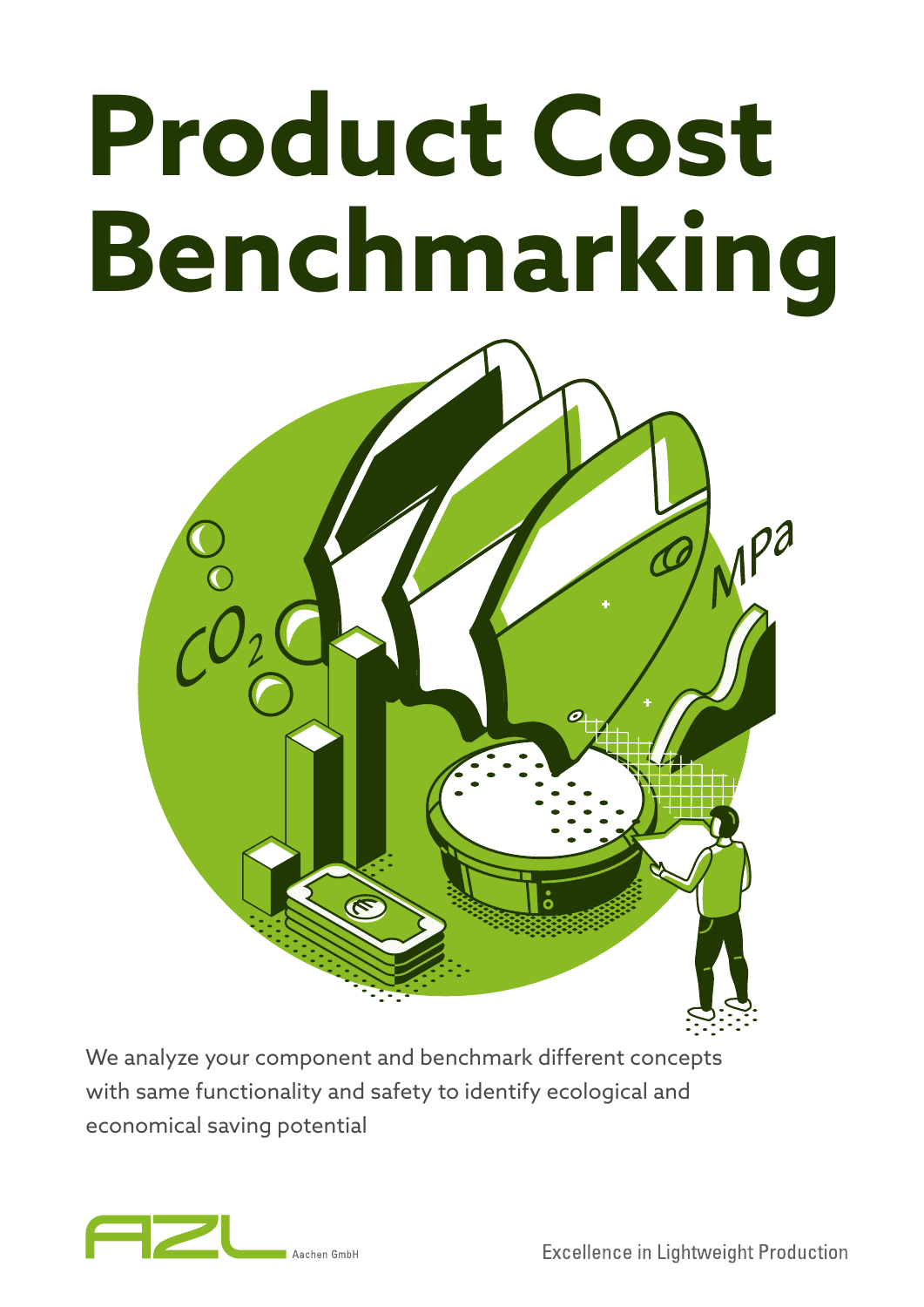# Product Cost Benchmarking

We analyze your component and benchmark different concepts with same functionality and safety to identify ecological and economical saving potential

AZL Aachen GmbH

Excellence in Lightweight Production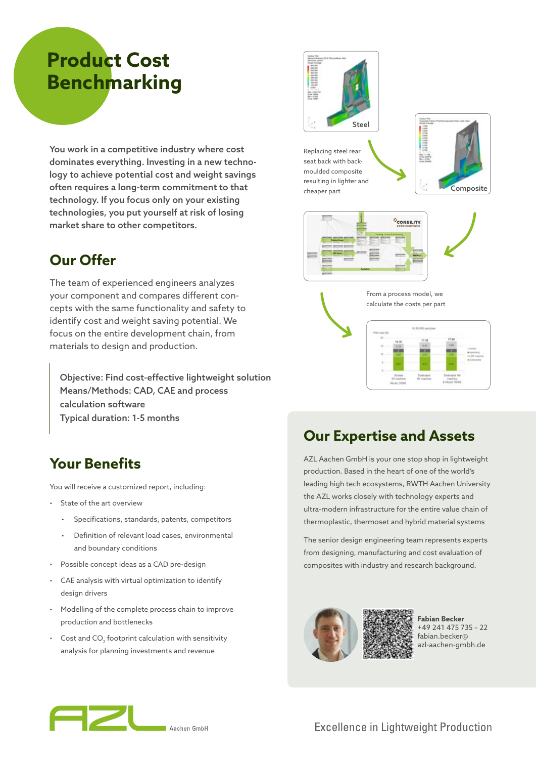# Product Cost Benchmarking

You work in a competitive industry where cost dominates everything. Investing in a new technology to achieve potential cost and weight savings often requires a long-term commitment to that technology. If you focus only on your existing technologies, you put yourself at risk of losing market share to other competitors.

## Our Offer

The team of experienced engineers analyzes your component and compares different concepts with the same functionality and safety to identify cost and weight saving potential. We focus on the entire development chain, from materials to design and production.

> **Objective: Find cost-effective lightweight solution**
> **Means/Methods: CAD, CAE and process calculation software**
> **Typical duration: 1-5 months**

## Your Benefits

You will receive a customized report, including:

- State of the art overview
  - Specifications, standards, patents, competitors
  - Definition of relevant load cases, environmental and boundary conditions
- Possible concept ideas as a CAD pre-design
- CAE analysis with virtual optimization to identify design drivers
- Modelling of the complete process chain to improve production and bottlenecks
- Cost and $CO_2$ footprint calculation with sensitivity analysis for planning investments and revenue

Steel

Replacing steel rear seat back with back-moulded composite resulting in lighter and cheaper part

Composite

From a process model, we calculate the costs per part

## Our Expertise and Assets

AZL Aachen GmbH is your one stop shop in lightweight production. Based in the heart of one of the world's leading high tech ecosystems, RWTH Aachen University the AZL works closely with technology experts and ultra-modern infrastructure for the entire value chain of thermoplastic, thermoset and hybrid material systems

The senior design engineering team represents experts from designing, manufacturing and cost evaluation of composites with industry and research background.

**Fabian Becker**
+49 241 475 735 – 22
fabian.becker@
azl-aachen-gmbh.de

AZL Aachen GmbH

Excellence in Lightweight Production